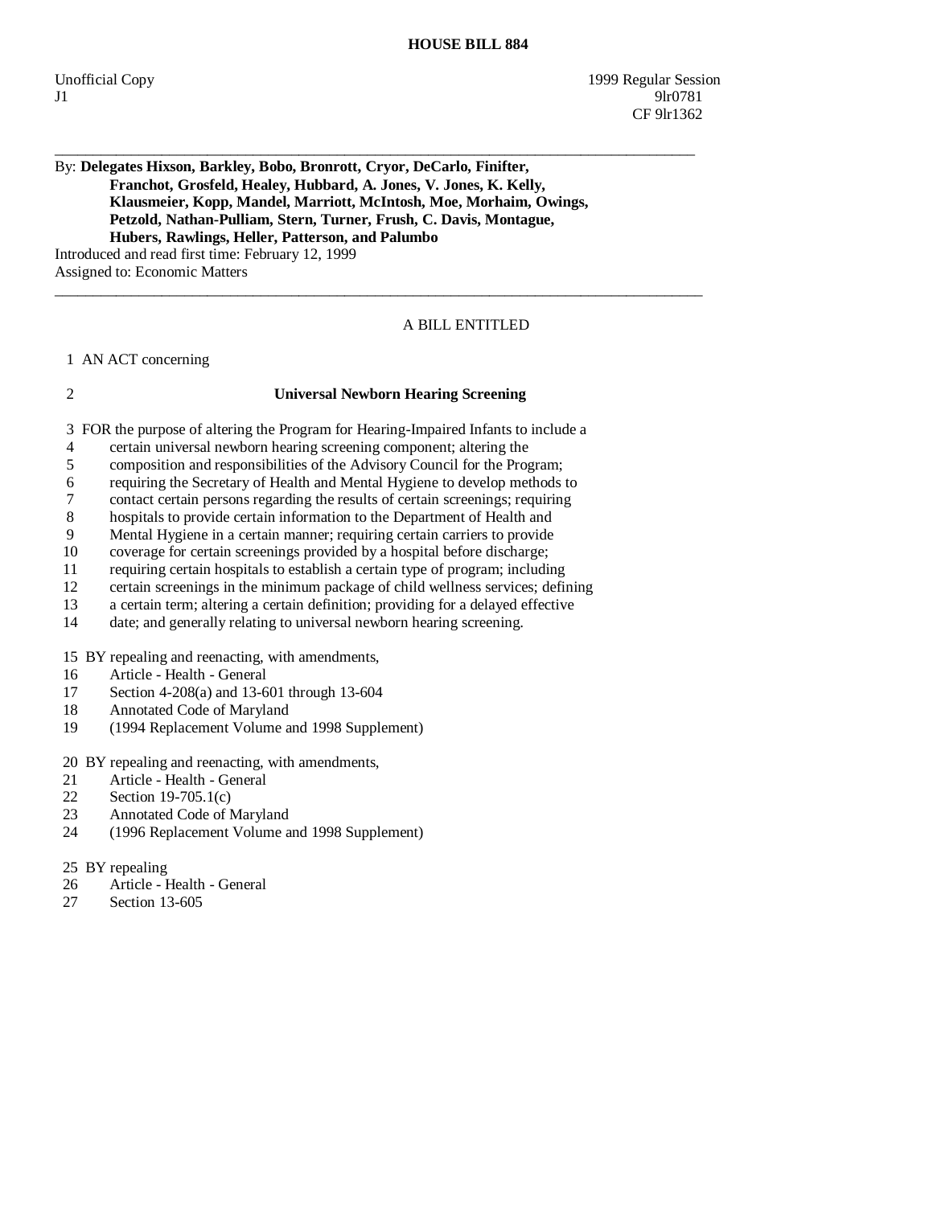# HOUSE BILL 884

Unofficial Copy 1999 Regular Session
J1 9lr0781
CF 9lr1362

---

By: **Delegates Hixson, Barkley, Bobo, Bronrott, Cryor, DeCarlo, Finifter, Franchot, Grosfeld, Healey, Hubbard, A. Jones, V. Jones, K. Kelly, Klausmeier, Kopp, Mandel, Marriott, McIntosh, Moe, Morhaim, Owings, Petzold, Nathan-Pulliam, Stern, Turner, Frush, C. Davis, Montague, Hubers, Rawlings, Heller, Patterson, and Palumbo**

Introduced and read first time: February 12, 1999
Assigned to: Economic Matters

---

A BILL ENTITLED

1 AN ACT concerning

2 **Universal Newborn Hearing Screening**

3 FOR the purpose of altering the Program for Hearing-Impaired Infants to include a
4 certain universal newborn hearing screening component; altering the
5 composition and responsibilities of the Advisory Council for the Program;
6 requiring the Secretary of Health and Mental Hygiene to develop methods to
7 contact certain persons regarding the results of certain screenings; requiring
8 hospitals to provide certain information to the Department of Health and
9 Mental Hygiene in a certain manner; requiring certain carriers to provide
10 coverage for certain screenings provided by a hospital before discharge;
11 requiring certain hospitals to establish a certain type of program; including
12 certain screenings in the minimum package of child wellness services; defining
13 a certain term; altering a certain definition; providing for a delayed effective
14 date; and generally relating to universal newborn hearing screening.

15 BY repealing and reenacting, with amendments,
16 Article - Health - General
17 Section 4-208(a) and 13-601 through 13-604
18 Annotated Code of Maryland
19 (1994 Replacement Volume and 1998 Supplement)

20 BY repealing and reenacting, with amendments,
21 Article - Health - General
22 Section 19-705.1(c)
23 Annotated Code of Maryland
24 (1996 Replacement Volume and 1998 Supplement)

25 BY repealing
26 Article - Health - General
27 Section 13-605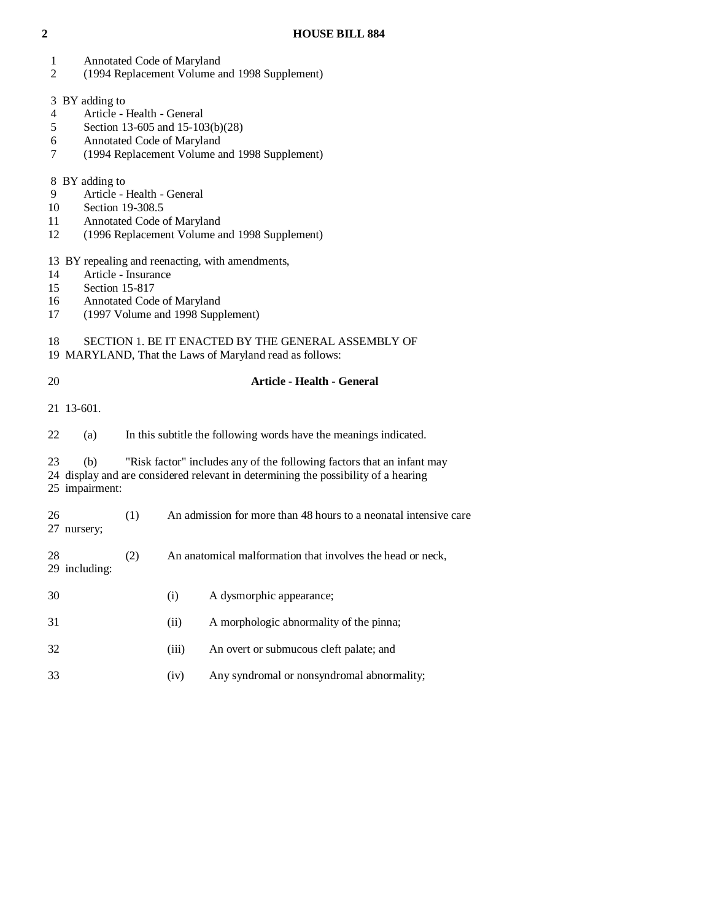Annotated Code of Maryland
(1994 Replacement Volume and 1998 Supplement)

BY adding to
Article - Health - General
Section 13-605 and 15-103(b)(28)
Annotated Code of Maryland
(1994 Replacement Volume and 1998 Supplement)

BY adding to
Article - Health - General
Section 19-308.5
Annotated Code of Maryland
(1996 Replacement Volume and 1998 Supplement)

BY repealing and reenacting, with amendments,
Article - Insurance
Section 15-817
Annotated Code of Maryland
(1997 Volume and 1998 Supplement)

SECTION 1. BE IT ENACTED BY THE GENERAL ASSEMBLY OF MARYLAND, That the Laws of Maryland read as follows:

**Article - Health - General**

13-601.

(a) In this subtitle the following words have the meanings indicated.

(b) "Risk factor" includes any of the following factors that an infant may display and are considered relevant in determining the possibility of a hearing impairment:

(1) An admission for more than 48 hours to a neonatal intensive care nursery;

(2) An anatomical malformation that involves the head or neck, including:

(i) A dysmorphic appearance;

(ii) A morphologic abnormality of the pinna;

(iii) An overt or submucous cleft palate; and

(iv) Any syndromal or nonsyndromal abnormality;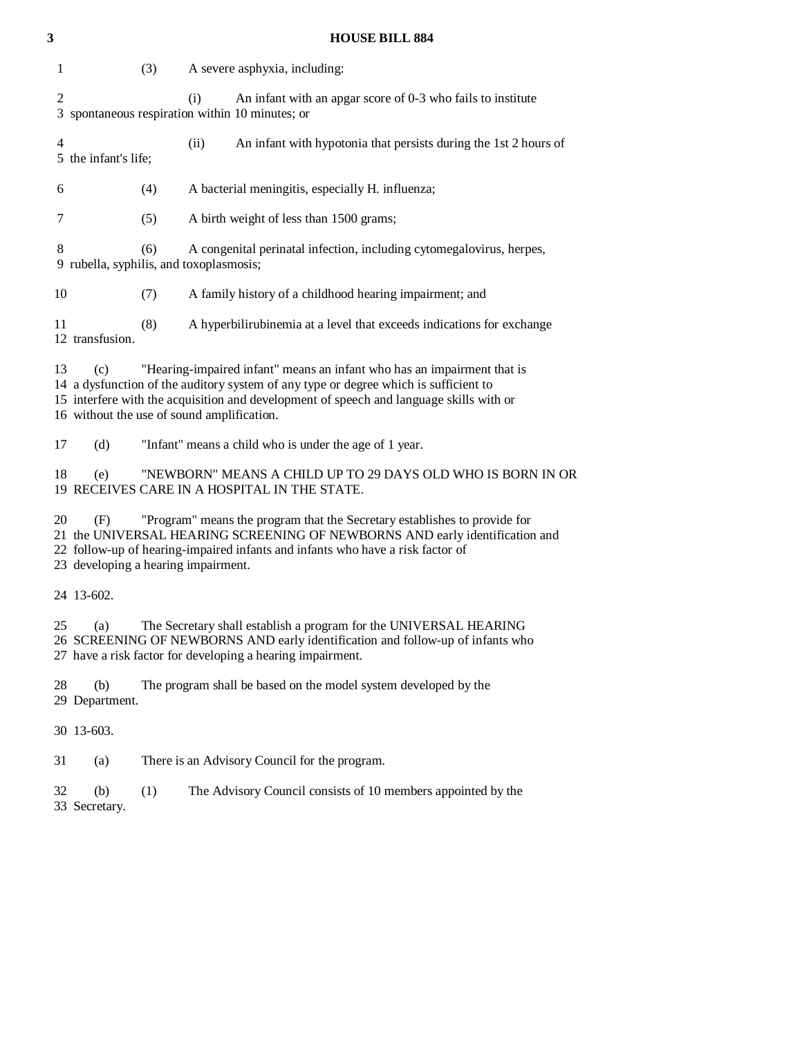(3) A severe asphyxia, including:

(i) An infant with an apgar score of 0-3 who fails to institute spontaneous respiration within 10 minutes; or

(ii) An infant with hypotonia that persists during the 1st 2 hours of the infant's life;

(4) A bacterial meningitis, especially H. influenza;

(5) A birth weight of less than 1500 grams;

(6) A congenital perinatal infection, including cytomegalovirus, herpes, rubella, syphilis, and toxoplasmosis;

(7) A family history of a childhood hearing impairment; and

(8) A hyperbilirubinemia at a level that exceeds indications for exchange transfusion.

(c) "Hearing-impaired infant" means an infant who has an impairment that is a dysfunction of the auditory system of any type or degree which is sufficient to interfere with the acquisition and development of speech and language skills with or without the use of sound amplification.

(d) "Infant" means a child who is under the age of 1 year.

(e) "NEWBORN" MEANS A CHILD UP TO 29 DAYS OLD WHO IS BORN IN OR RECEIVES CARE IN A HOSPITAL IN THE STATE.

(F) "Program" means the program that the Secretary establishes to provide for the UNIVERSAL HEARING SCREENING OF NEWBORNS AND early identification and follow-up of hearing-impaired infants and infants who have a risk factor of developing a hearing impairment.

13-602.

(a) The Secretary shall establish a program for the UNIVERSAL HEARING SCREENING OF NEWBORNS AND early identification and follow-up of infants who have a risk factor for developing a hearing impairment.

(b) The program shall be based on the model system developed by the Department.

13-603.

(a) There is an Advisory Council for the program.

(b) (1) The Advisory Council consists of 10 members appointed by the Secretary.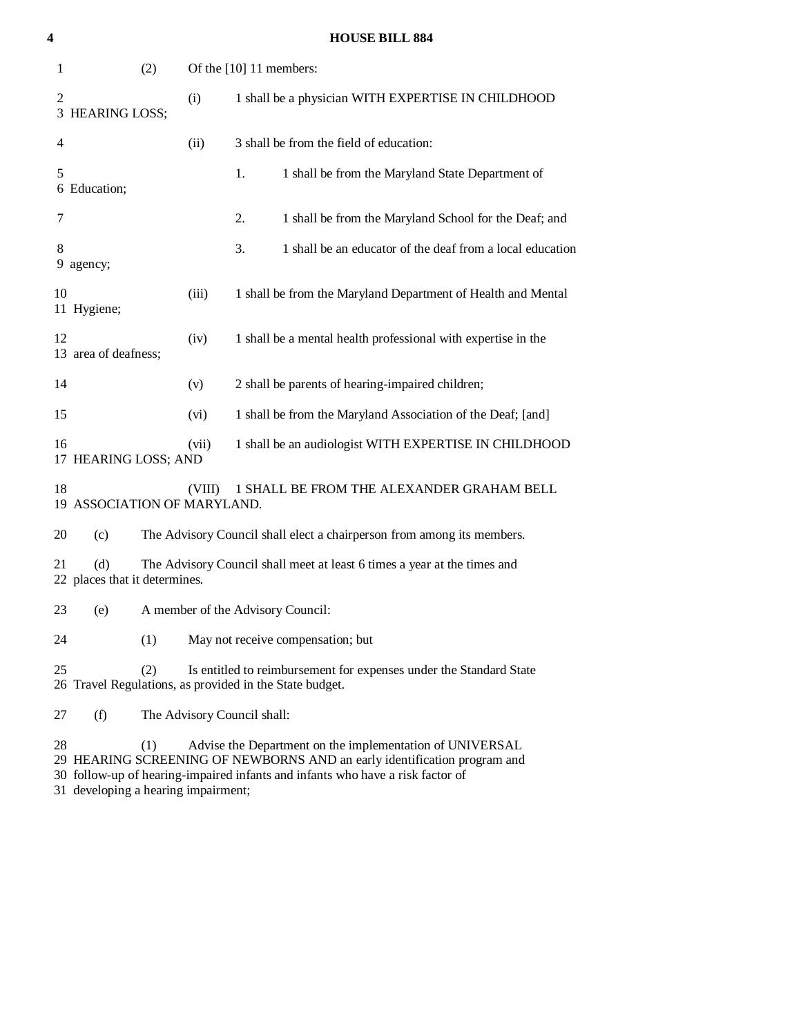(2) Of the [10] 11 members:

(i) 1 shall be a physician WITH EXPERTISE IN CHILDHOOD HEARING LOSS;

(ii) 3 shall be from the field of education:

1. 1 shall be from the Maryland State Department of Education;

2. 1 shall be from the Maryland School for the Deaf; and

3. 1 shall be an educator of the deaf from a local education agency;

(iii) 1 shall be from the Maryland Department of Health and Mental Hygiene;

(iv) 1 shall be a mental health professional with expertise in the area of deafness;

(v) 2 shall be parents of hearing-impaired children;

(vi) 1 shall be from the Maryland Association of the Deaf; [and]

(vii) 1 shall be an audiologist WITH EXPERTISE IN CHILDHOOD HEARING LOSS; AND

(VIII) 1 SHALL BE FROM THE ALEXANDER GRAHAM BELL ASSOCIATION OF MARYLAND.

(c) The Advisory Council shall elect a chairperson from among its members.

(d) The Advisory Council shall meet at least 6 times a year at the times and places that it determines.

(e) A member of the Advisory Council:

(1) May not receive compensation; but

(2) Is entitled to reimbursement for expenses under the Standard State Travel Regulations, as provided in the State budget.

(f) The Advisory Council shall:

(1) Advise the Department on the implementation of UNIVERSAL HEARING SCREENING OF NEWBORNS AND an early identification program and follow-up of hearing-impaired infants and infants who have a risk factor of developing a hearing impairment;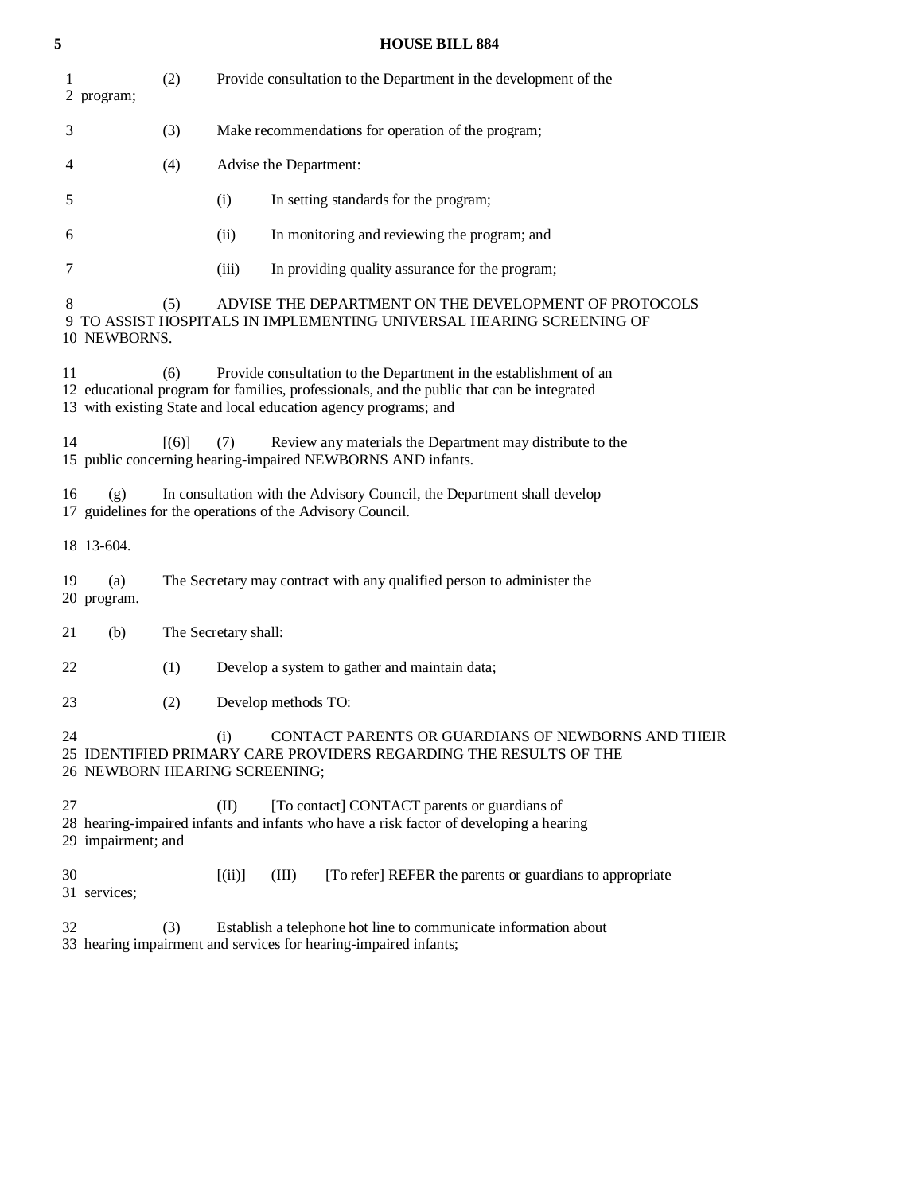(2) Provide consultation to the Department in the development of the program;

(3) Make recommendations for operation of the program;

(4) Advise the Department:

(i) In setting standards for the program;

(ii) In monitoring and reviewing the program; and

(iii) In providing quality assurance for the program;

(5) ADVISE THE DEPARTMENT ON THE DEVELOPMENT OF PROTOCOLS TO ASSIST HOSPITALS IN IMPLEMENTING UNIVERSAL HEARING SCREENING OF NEWBORNS.

(6) Provide consultation to the Department in the establishment of an educational program for families, professionals, and the public that can be integrated with existing State and local education agency programs; and

[(6)] (7) Review any materials the Department may distribute to the public concerning hearing-impaired NEWBORNS AND infants.

(g) In consultation with the Advisory Council, the Department shall develop guidelines for the operations of the Advisory Council.

13-604.

(a) The Secretary may contract with any qualified person to administer the program.

(b) The Secretary shall:

(1) Develop a system to gather and maintain data;

(2) Develop methods TO:

(i) CONTACT PARENTS OR GUARDIANS OF NEWBORNS AND THEIR IDENTIFIED PRIMARY CARE PROVIDERS REGARDING THE RESULTS OF THE NEWBORN HEARING SCREENING;

(II) [To contact] CONTACT parents or guardians of hearing-impaired infants and infants who have a risk factor of developing a hearing impairment; and

[(ii)] (III) [To refer] REFER the parents or guardians to appropriate services;

(3) Establish a telephone hot line to communicate information about hearing impairment and services for hearing-impaired infants;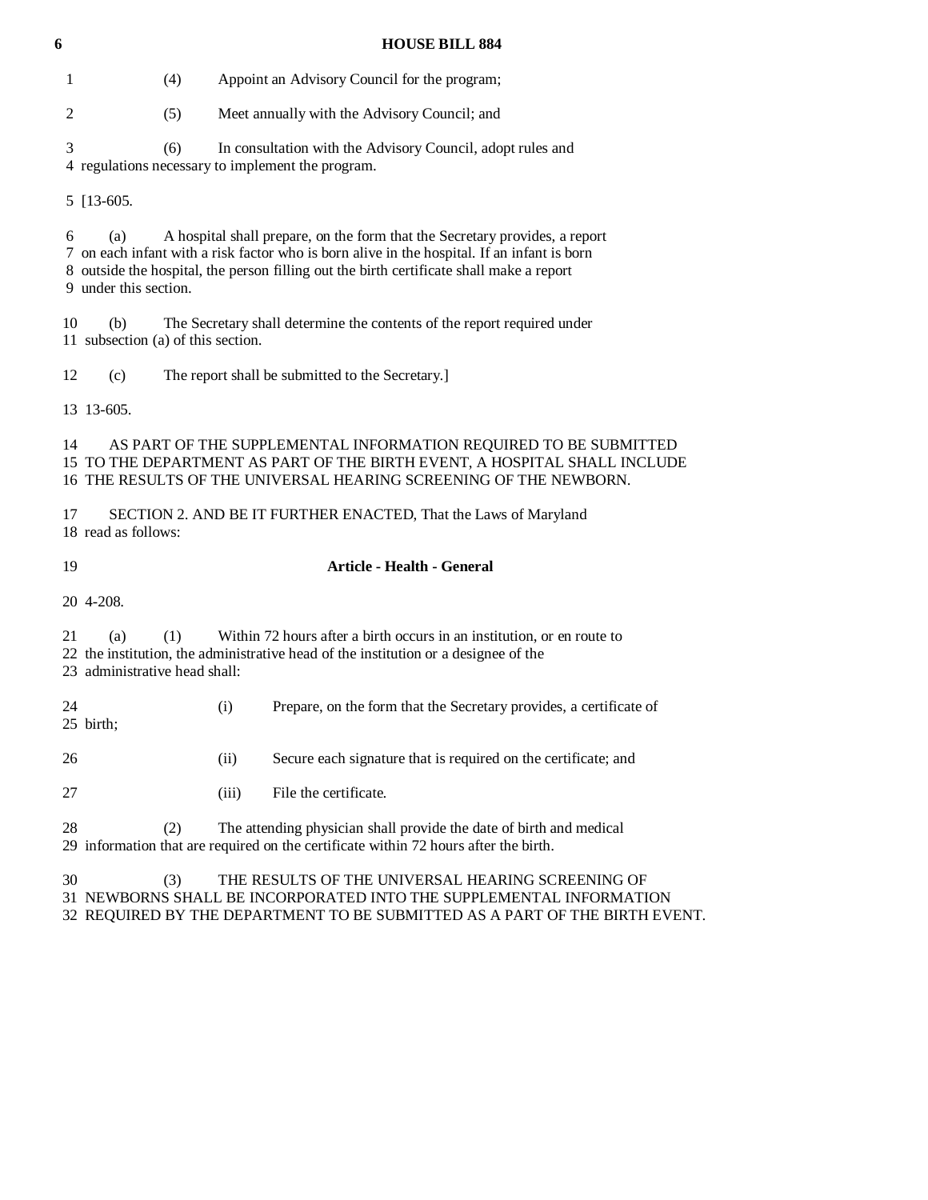(4) Appoint an Advisory Council for the program;

(5) Meet annually with the Advisory Council; and

(6) In consultation with the Advisory Council, adopt rules and regulations necessary to implement the program.

[13-605.

(a) A hospital shall prepare, on the form that the Secretary provides, a report on each infant with a risk factor who is born alive in the hospital. If an infant is born outside the hospital, the person filling out the birth certificate shall make a report under this section.

(b) The Secretary shall determine the contents of the report required under subsection (a) of this section.

(c) The report shall be submitted to the Secretary.]

13-605.

AS PART OF THE SUPPLEMENTAL INFORMATION REQUIRED TO BE SUBMITTED TO THE DEPARTMENT AS PART OF THE BIRTH EVENT, A HOSPITAL SHALL INCLUDE THE RESULTS OF THE UNIVERSAL HEARING SCREENING OF THE NEWBORN.

SECTION 2. AND BE IT FURTHER ENACTED, That the Laws of Maryland read as follows:

**Article - Health - General**

4-208.

(a) (1) Within 72 hours after a birth occurs in an institution, or en route to the institution, the administrative head of the institution or a designee of the administrative head shall:

(i) Prepare, on the form that the Secretary provides, a certificate of birth;

(ii) Secure each signature that is required on the certificate; and

(iii) File the certificate.

(2) The attending physician shall provide the date of birth and medical information that are required on the certificate within 72 hours after the birth.

(3) THE RESULTS OF THE UNIVERSAL HEARING SCREENING OF NEWBORNS SHALL BE INCORPORATED INTO THE SUPPLEMENTAL INFORMATION REQUIRED BY THE DEPARTMENT TO BE SUBMITTED AS A PART OF THE BIRTH EVENT.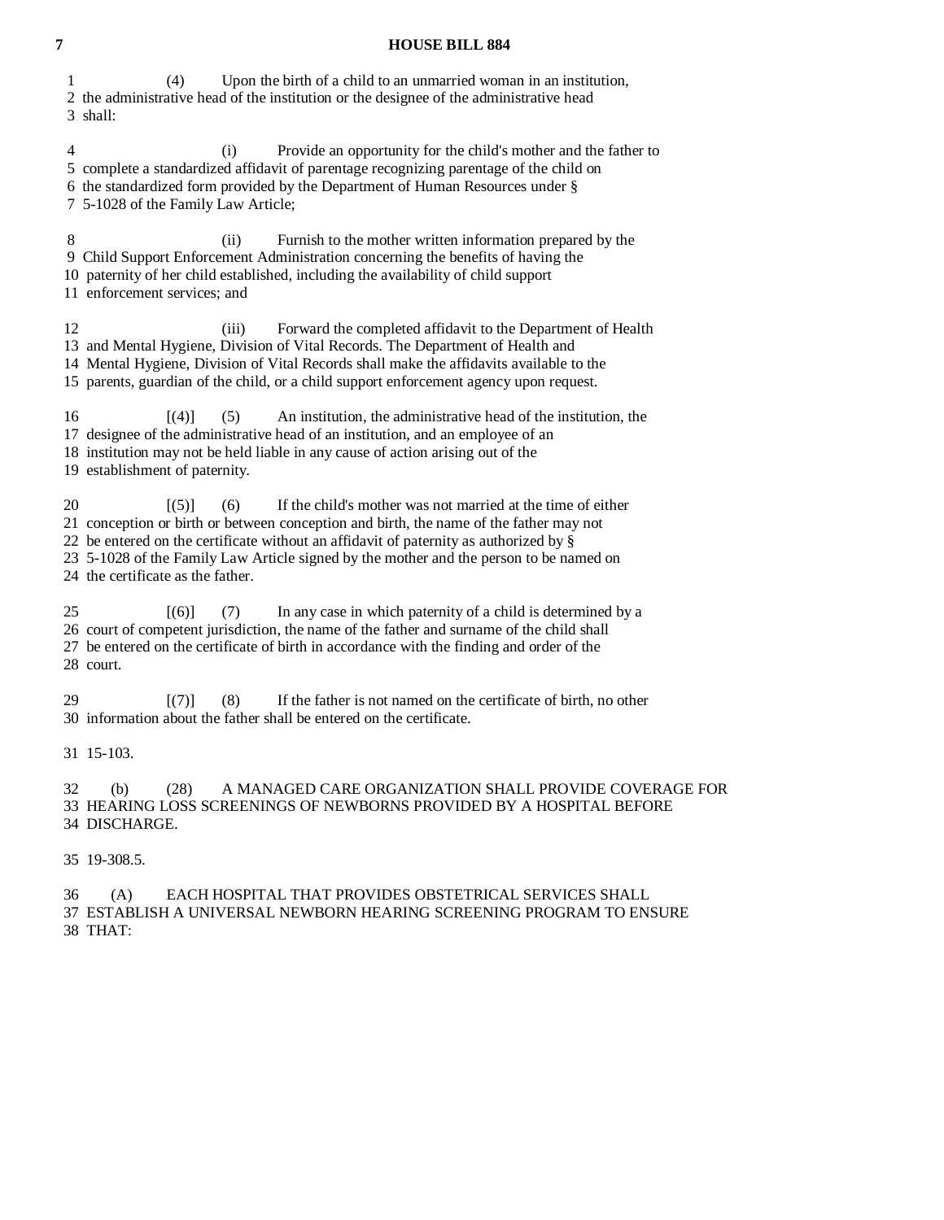(4) Upon the birth of a child to an unmarried woman in an institution, the administrative head of the institution or the designee of the administrative head shall:

(i) Provide an opportunity for the child's mother and the father to complete a standardized affidavit of parentage recognizing parentage of the child on the standardized form provided by the Department of Human Resources under § 5-1028 of the Family Law Article;

(ii) Furnish to the mother written information prepared by the Child Support Enforcement Administration concerning the benefits of having the paternity of her child established, including the availability of child support enforcement services; and

(iii) Forward the completed affidavit to the Department of Health and Mental Hygiene, Division of Vital Records. The Department of Health and Mental Hygiene, Division of Vital Records shall make the affidavits available to the parents, guardian of the child, or a child support enforcement agency upon request.

[(4)] (5) An institution, the administrative head of the institution, the designee of the administrative head of an institution, and an employee of an institution may not be held liable in any cause of action arising out of the establishment of paternity.

[(5)] (6) If the child's mother was not married at the time of either conception or birth or between conception and birth, the name of the father may not be entered on the certificate without an affidavit of paternity as authorized by § 5-1028 of the Family Law Article signed by the mother and the person to be named on the certificate as the father.

[(6)] (7) In any case in which paternity of a child is determined by a court of competent jurisdiction, the name of the father and surname of the child shall be entered on the certificate of birth in accordance with the finding and order of the court.

[(7)] (8) If the father is not named on the certificate of birth, no other information about the father shall be entered on the certificate.

15-103.

(b) (28) A MANAGED CARE ORGANIZATION SHALL PROVIDE COVERAGE FOR HEARING LOSS SCREENINGS OF NEWBORNS PROVIDED BY A HOSPITAL BEFORE DISCHARGE.

19-308.5.

(A) EACH HOSPITAL THAT PROVIDES OBSTETRICAL SERVICES SHALL ESTABLISH A UNIVERSAL NEWBORN HEARING SCREENING PROGRAM TO ENSURE THAT: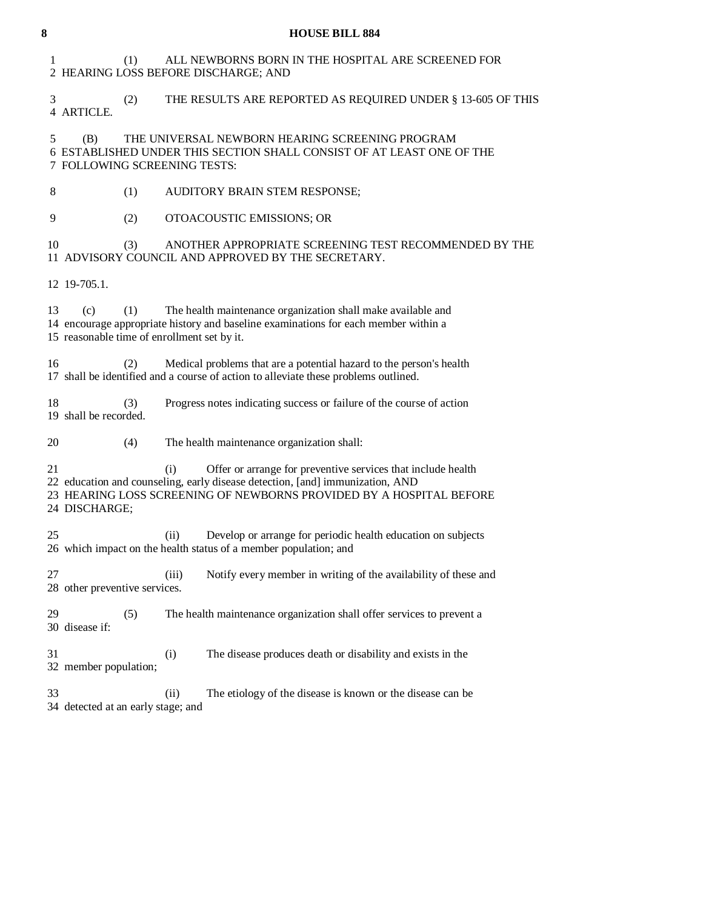(1) ALL NEWBORNS BORN IN THE HOSPITAL ARE SCREENED FOR HEARING LOSS BEFORE DISCHARGE; AND

(2) THE RESULTS ARE REPORTED AS REQUIRED UNDER § 13-605 OF THIS ARTICLE.

(B) THE UNIVERSAL NEWBORN HEARING SCREENING PROGRAM ESTABLISHED UNDER THIS SECTION SHALL CONSIST OF AT LEAST ONE OF THE FOLLOWING SCREENING TESTS:

(1) AUDITORY BRAIN STEM RESPONSE;

(2) OTOACOUSTIC EMISSIONS; OR

(3) ANOTHER APPROPRIATE SCREENING TEST RECOMMENDED BY THE ADVISORY COUNCIL AND APPROVED BY THE SECRETARY.

19-705.1.

(c) (1) The health maintenance organization shall make available and encourage appropriate history and baseline examinations for each member within a reasonable time of enrollment set by it.

(2) Medical problems that are a potential hazard to the person's health shall be identified and a course of action to alleviate these problems outlined.

(3) Progress notes indicating success or failure of the course of action shall be recorded.

(4) The health maintenance organization shall:

(i) Offer or arrange for preventive services that include health education and counseling, early disease detection, [and] immunization, AND HEARING LOSS SCREENING OF NEWBORNS PROVIDED BY A HOSPITAL BEFORE DISCHARGE;

(ii) Develop or arrange for periodic health education on subjects which impact on the health status of a member population; and

(iii) Notify every member in writing of the availability of these and other preventive services.

(5) The health maintenance organization shall offer services to prevent a disease if:

(i) The disease produces death or disability and exists in the member population;

(ii) The etiology of the disease is known or the disease can be detected at an early stage; and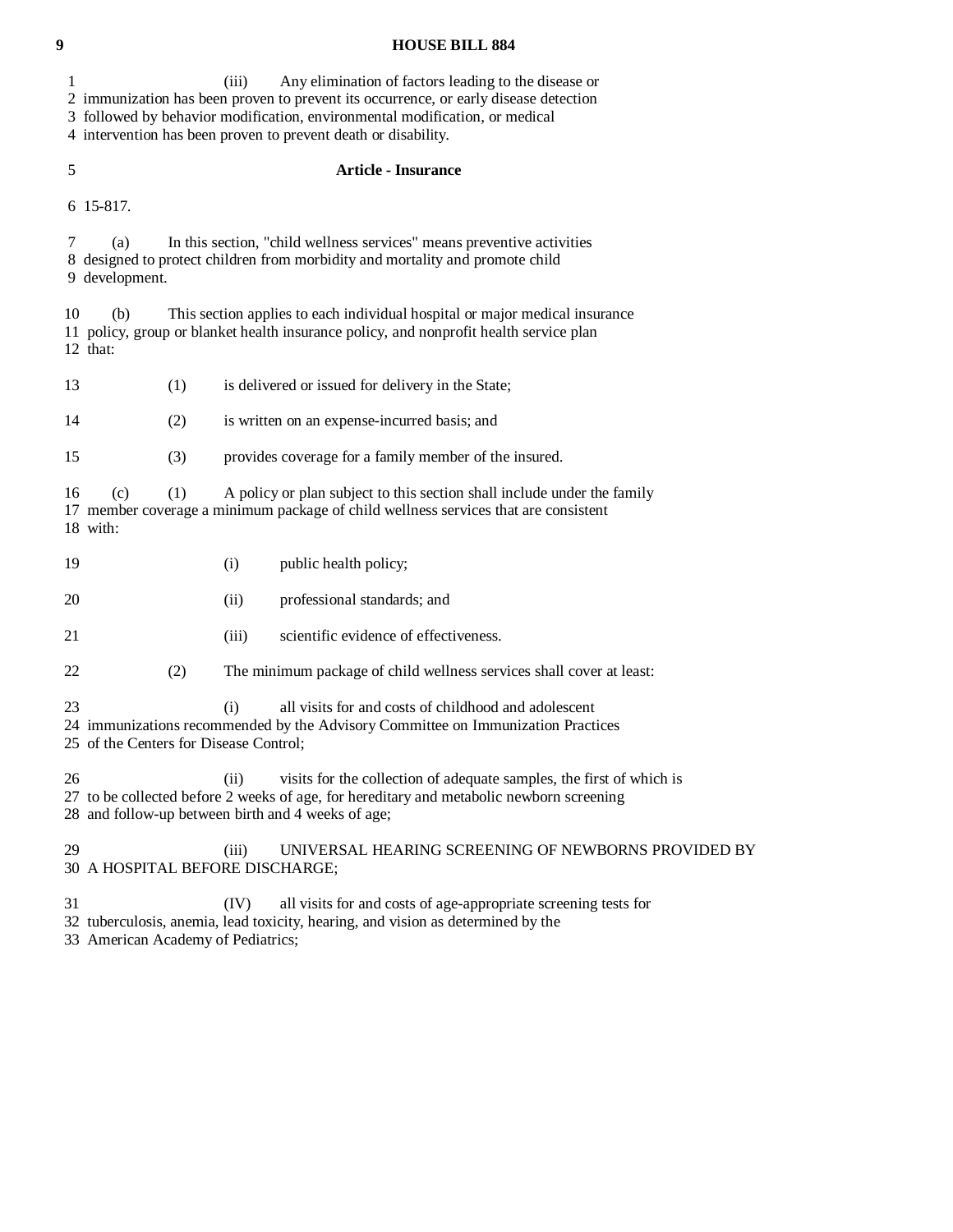(iii) Any elimination of factors leading to the disease or immunization has been proven to prevent its occurrence, or early disease detection followed by behavior modification, environmental modification, or medical intervention has been proven to prevent death or disability.

## Article - Insurance

15-817.

(a) In this section, "child wellness services" means preventive activities designed to protect children from morbidity and mortality and promote child development.

(b) This section applies to each individual hospital or major medical insurance policy, group or blanket health insurance policy, and nonprofit health service plan that:

(1) is delivered or issued for delivery in the State;

(2) is written on an expense-incurred basis; and

(3) provides coverage for a family member of the insured.

(c) (1) A policy or plan subject to this section shall include under the family member coverage a minimum package of child wellness services that are consistent with:

(i) public health policy;

(ii) professional standards; and

(iii) scientific evidence of effectiveness.

(2) The minimum package of child wellness services shall cover at least:

(i) all visits for and costs of childhood and adolescent immunizations recommended by the Advisory Committee on Immunization Practices of the Centers for Disease Control;

(ii) visits for the collection of adequate samples, the first of which is to be collected before 2 weeks of age, for hereditary and metabolic newborn screening and follow-up between birth and 4 weeks of age;

(iii) UNIVERSAL HEARING SCREENING OF NEWBORNS PROVIDED BY A HOSPITAL BEFORE DISCHARGE;

(IV) all visits for and costs of age-appropriate screening tests for tuberculosis, anemia, lead toxicity, hearing, and vision as determined by the American Academy of Pediatrics;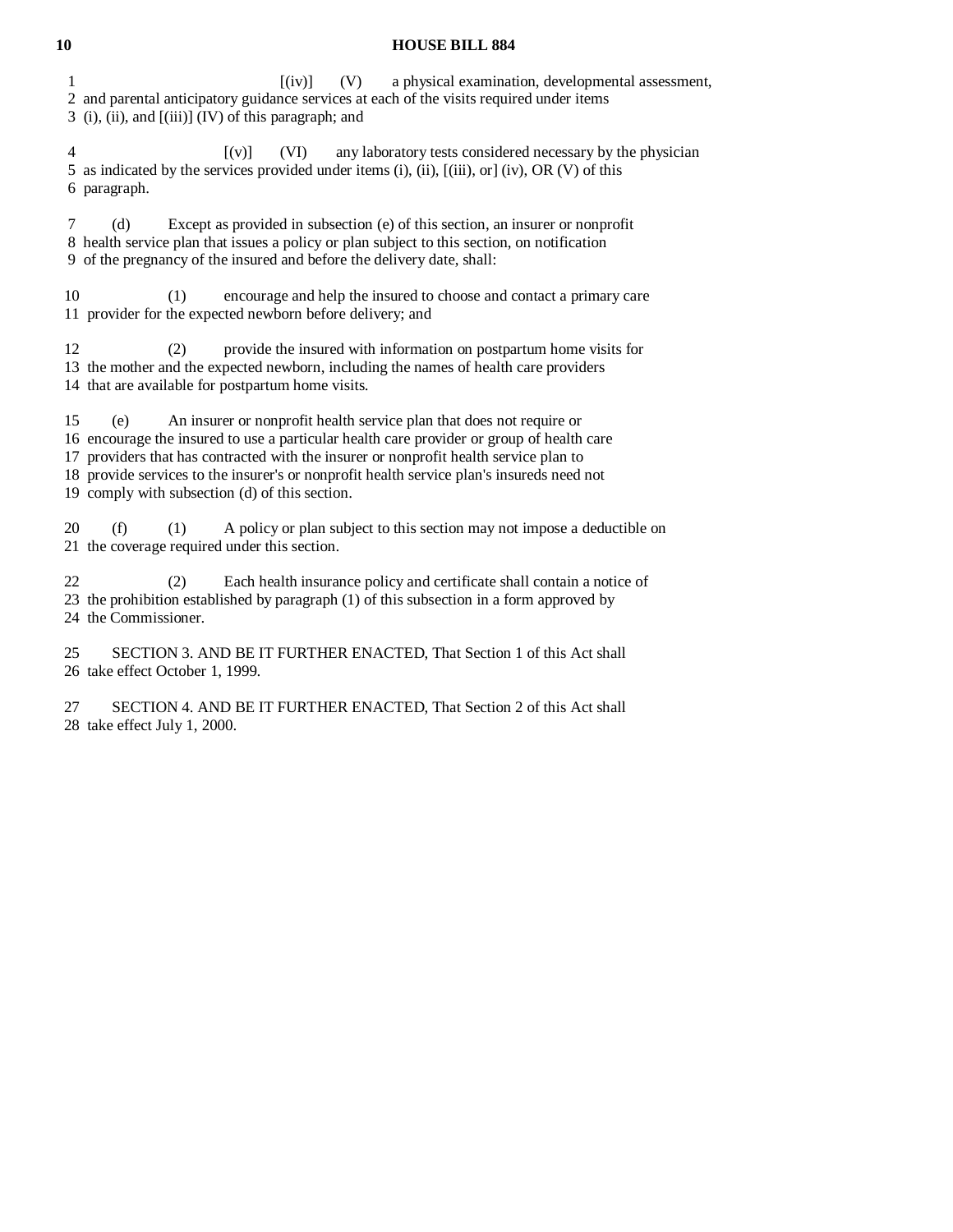[(iv)] (V) a physical examination, developmental assessment, and parental anticipatory guidance services at each of the visits required under items (i), (ii), and [(iii)] (IV) of this paragraph; and

[(v)] (VI) any laboratory tests considered necessary by the physician as indicated by the services provided under items (i), (ii), [(iii), or] (iv), OR (V) of this paragraph.

(d) Except as provided in subsection (e) of this section, an insurer or nonprofit health service plan that issues a policy or plan subject to this section, on notification of the pregnancy of the insured and before the delivery date, shall:

(1) encourage and help the insured to choose and contact a primary care provider for the expected newborn before delivery; and

(2) provide the insured with information on postpartum home visits for the mother and the expected newborn, including the names of health care providers that are available for postpartum home visits.

(e) An insurer or nonprofit health service plan that does not require or encourage the insured to use a particular health care provider or group of health care providers that has contracted with the insurer or nonprofit health service plan to provide services to the insurer's or nonprofit health service plan's insureds need not comply with subsection (d) of this section.

(f) (1) A policy or plan subject to this section may not impose a deductible on the coverage required under this section.

(2) Each health insurance policy and certificate shall contain a notice of the prohibition established by paragraph (1) of this subsection in a form approved by the Commissioner.

SECTION 3. AND BE IT FURTHER ENACTED, That Section 1 of this Act shall take effect October 1, 1999.

SECTION 4. AND BE IT FURTHER ENACTED, That Section 2 of this Act shall take effect July 1, 2000.